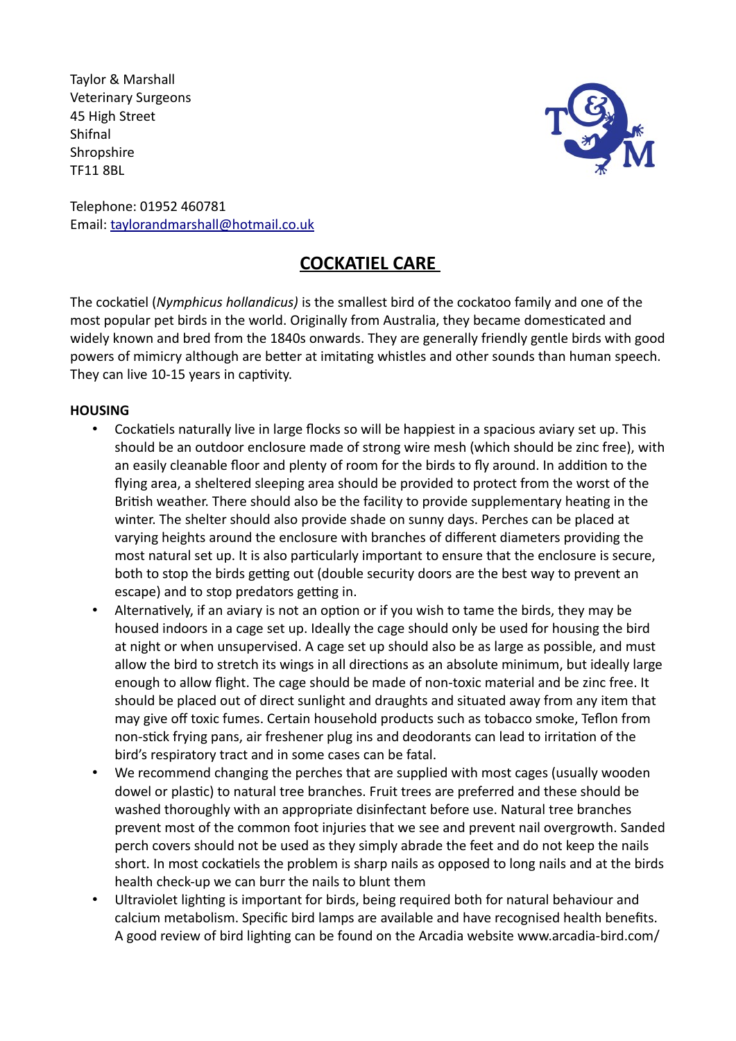Taylor & Marshall
Veterinary Surgeons
45 High Street
Shifnal
Shropshire
TF11 8BL

Telephone: 01952 460781
Email: taylorandmarshall@hotmail.co.uk

# COCKATIEL CARE

The cockatiel (*Nymphicus hollandicus)* is the smallest bird of the cockatoo family and one of the most popular pet birds in the world. Originally from Australia, they became domesticated and widely known and bred from the 1840s onwards. They are generally friendly gentle birds with good powers of mimicry although are better at imitating whistles and other sounds than human speech. They can live 10-15 years in captivity.

## HOUSING

- Cockatiels naturally live in large flocks so will be happiest in a spacious aviary set up. This should be an outdoor enclosure made of strong wire mesh (which should be zinc free), with an easily cleanable floor and plenty of room for the birds to fly around. In addition to the flying area, a sheltered sleeping area should be provided to protect from the worst of the British weather. There should also be the facility to provide supplementary heating in the winter. The shelter should also provide shade on sunny days. Perches can be placed at varying heights around the enclosure with branches of different diameters providing the most natural set up. It is also particularly important to ensure that the enclosure is secure, both to stop the birds getting out (double security doors are the best way to prevent an escape) and to stop predators getting in.
- Alternatively, if an aviary is not an option or if you wish to tame the birds, they may be housed indoors in a cage set up. Ideally the cage should only be used for housing the bird at night or when unsupervised. A cage set up should also be as large as possible, and must allow the bird to stretch its wings in all directions as an absolute minimum, but ideally large enough to allow flight. The cage should be made of non-toxic material and be zinc free. It should be placed out of direct sunlight and draughts and situated away from any item that may give off toxic fumes. Certain household products such as tobacco smoke, Teflon from non-stick frying pans, air freshener plug ins and deodorants can lead to irritation of the bird's respiratory tract and in some cases can be fatal.
- We recommend changing the perches that are supplied with most cages (usually wooden dowel or plastic) to natural tree branches. Fruit trees are preferred and these should be washed thoroughly with an appropriate disinfectant before use. Natural tree branches prevent most of the common foot injuries that we see and prevent nail overgrowth. Sanded perch covers should not be used as they simply abrade the feet and do not keep the nails short. In most cockatiels the problem is sharp nails as opposed to long nails and at the birds health check-up we can burr the nails to blunt them
- Ultraviolet lighting is important for birds, being required both for natural behaviour and calcium metabolism. Specific bird lamps are available and have recognised health benefits. A good review of bird lighting can be found on the Arcadia website www.arcadia-bird.com/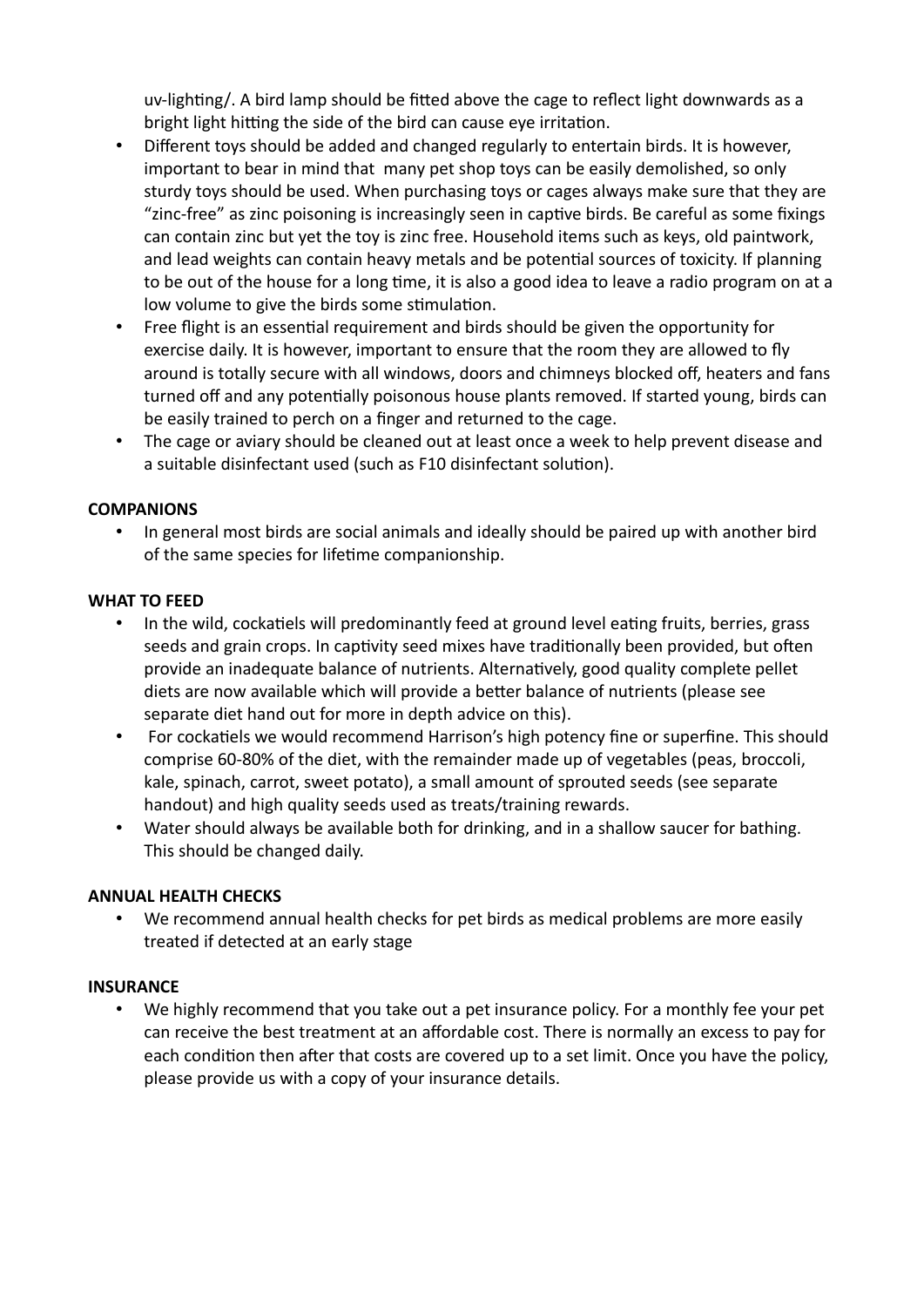uv-lighting/. A bird lamp should be fitted above the cage to reflect light downwards as a bright light hitting the side of the bird can cause eye irritation.

- Different toys should be added and changed regularly to entertain birds. It is however, important to bear in mind that many pet shop toys can be easily demolished, so only sturdy toys should be used. When purchasing toys or cages always make sure that they are "zinc-free" as zinc poisoning is increasingly seen in captive birds. Be careful as some fixings can contain zinc but yet the toy is zinc free. Household items such as keys, old paintwork, and lead weights can contain heavy metals and be potential sources of toxicity. If planning to be out of the house for a long time, it is also a good idea to leave a radio program on at a low volume to give the birds some stimulation.
- Free flight is an essential requirement and birds should be given the opportunity for exercise daily. It is however, important to ensure that the room they are allowed to fly around is totally secure with all windows, doors and chimneys blocked off, heaters and fans turned off and any potentially poisonous house plants removed. If started young, birds can be easily trained to perch on a finger and returned to the cage.
- The cage or aviary should be cleaned out at least once a week to help prevent disease and a suitable disinfectant used (such as F10 disinfectant solution).

**COMPANIONS**

- In general most birds are social animals and ideally should be paired up with another bird of the same species for lifetime companionship.

**WHAT TO FEED**

- In the wild, cockatiels will predominantly feed at ground level eating fruits, berries, grass seeds and grain crops. In captivity seed mixes have traditionally been provided, but often provide an inadequate balance of nutrients. Alternatively, good quality complete pellet diets are now available which will provide a better balance of nutrients (please see separate diet hand out for more in depth advice on this).
- For cockatiels we would recommend Harrison's high potency fine or superfine. This should comprise 60-80% of the diet, with the remainder made up of vegetables (peas, broccoli, kale, spinach, carrot, sweet potato), a small amount of sprouted seeds (see separate handout) and high quality seeds used as treats/training rewards.
- Water should always be available both for drinking, and in a shallow saucer for bathing. This should be changed daily.

**ANNUAL HEALTH CHECKS**

- We recommend annual health checks for pet birds as medical problems are more easily treated if detected at an early stage

**INSURANCE**

- We highly recommend that you take out a pet insurance policy. For a monthly fee your pet can receive the best treatment at an affordable cost. There is normally an excess to pay for each condition then after that costs are covered up to a set limit. Once you have the policy, please provide us with a copy of your insurance details.